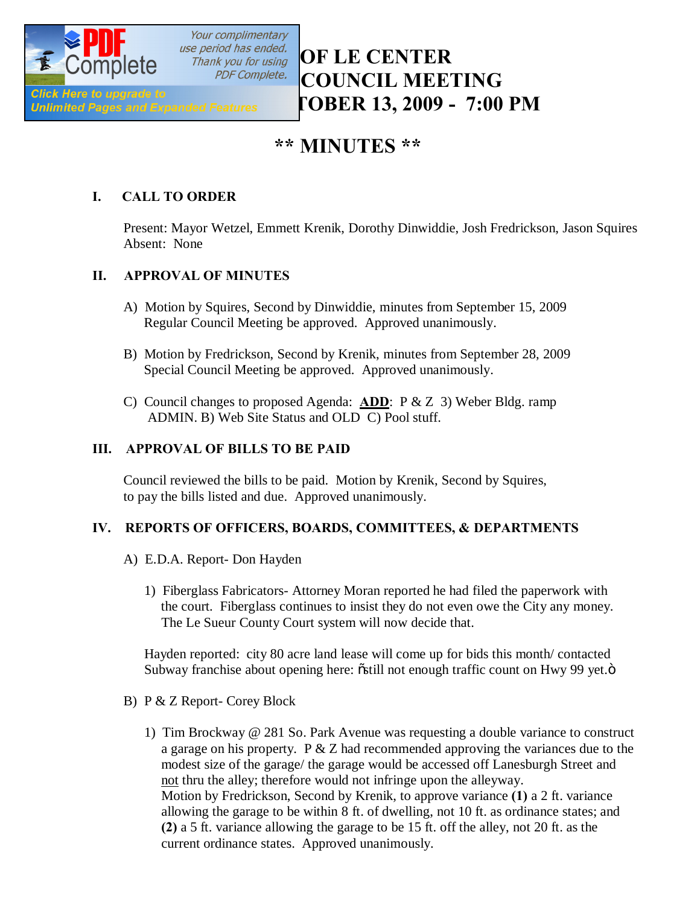# OF LE CENTER
# COUNCIL MEETING
# TOBER 13, 2009 - 7:00 PM

# ** MINUTES **

## I. CALL TO ORDER

Present: Mayor Wetzel, Emmett Krenik, Dorothy Dinwiddie, Josh Fredrickson, Jason Squires
Absent: None

## II. APPROVAL OF MINUTES

A) Motion by Squires, Second by Dinwiddie, minutes from September 15, 2009 Regular Council Meeting be approved. Approved unanimously.

B) Motion by Fredrickson, Second by Krenik, minutes from September 28, 2009 Special Council Meeting be approved. Approved unanimously.

C) Council changes to proposed Agenda: **ADD**: P & Z 3) Weber Bldg. ramp ADMIN. B) Web Site Status and OLD C) Pool stuff.

## III. APPROVAL OF BILLS TO BE PAID

Council reviewed the bills to be paid. Motion by Krenik, Second by Squires, to pay the bills listed and due. Approved unanimously.

## IV. REPORTS OF OFFICERS, BOARDS, COMMITTEES, & DEPARTMENTS

A) E.D.A. Report- Don Hayden

1) Fiberglass Fabricators- Attorney Moran reported he had filed the paperwork with the court. Fiberglass continues to insist they do not even owe the City any money. The Le Sueur County Court system will now decide that.

Hayden reported: city 80 acre land lease will come up for bids this month/ contacted Subway franchise about opening here: õstill not enough traffic count on Hwy 99 yet.ö

B) P & Z Report- Corey Block

1) Tim Brockway @ 281 So. Park Avenue was requesting a double variance to construct a garage on his property. P & Z had recommended approving the variances due to the modest size of the garage/ the garage would be accessed off Lanesburgh Street and not thru the alley; therefore would not infringe upon the alleyway.
Motion by Fredrickson, Second by Krenik, to approve variance **(1)** a 2 ft. variance allowing the garage to be within 8 ft. of dwelling, not 10 ft. as ordinance states; and **(2)** a 5 ft. variance allowing the garage to be 15 ft. off the alley, not 20 ft. as the current ordinance states. Approved unanimously.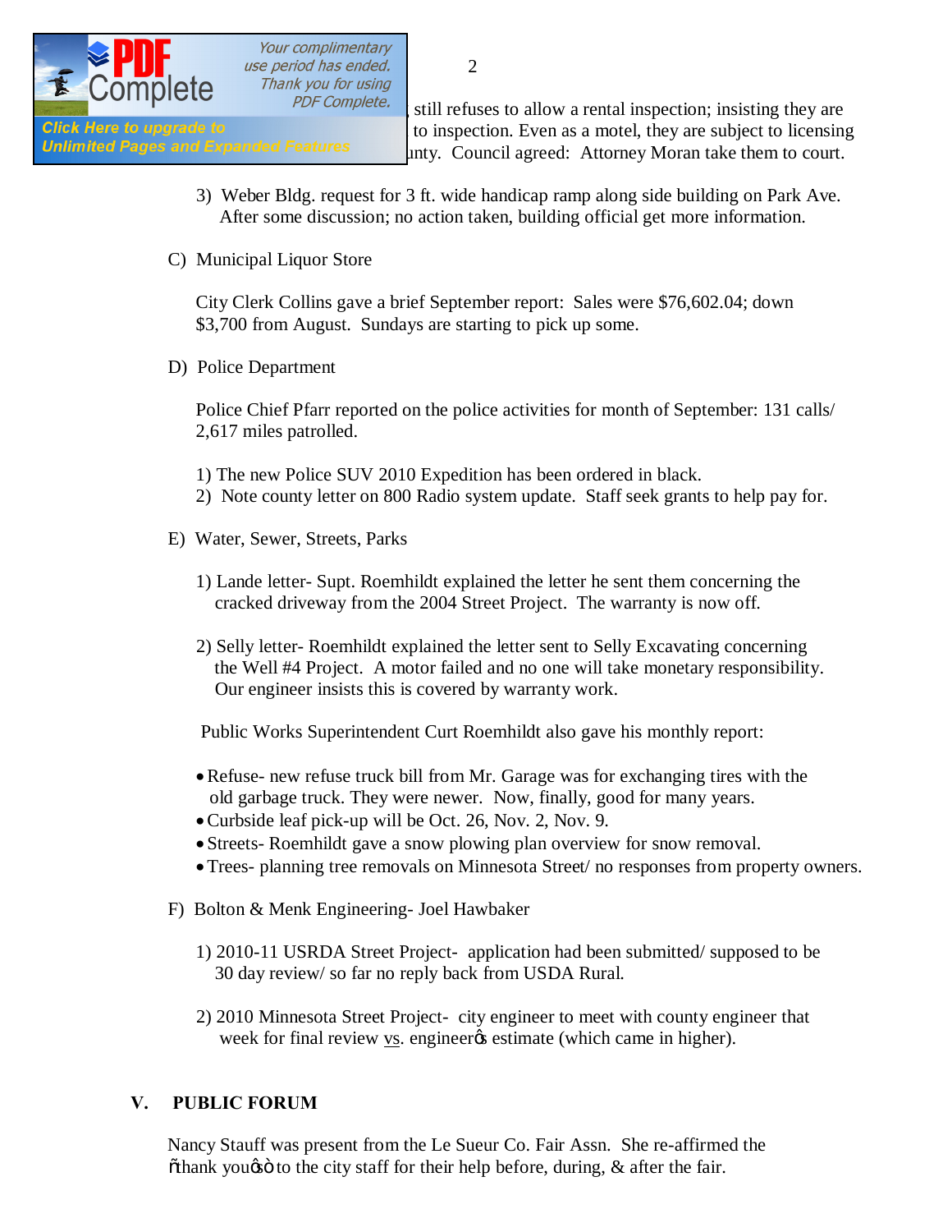still refuses to allow a rental inspection; insisting they are to inspection. Even as a motel, they are subject to licensing unty. Council agreed: Attorney Moran take them to court.

3) Weber Bldg. request for 3 ft. wide handicap ramp along side building on Park Ave. After some discussion; no action taken, building official get more information.

C) Municipal Liquor Store

City Clerk Collins gave a brief September report: Sales were $76,602.04; down $3,700 from August. Sundays are starting to pick up some.

D) Police Department

Police Chief Pfarr reported on the police activities for month of September: 131 calls/ 2,617 miles patrolled.

1) The new Police SUV 2010 Expedition has been ordered in black.
2) Note county letter on 800 Radio system update. Staff seek grants to help pay for.

E) Water, Sewer, Streets, Parks

1) Lande letter- Supt. Roemhildt explained the letter he sent them concerning the cracked driveway from the 2004 Street Project. The warranty is now off.

2) Selly letter- Roemhildt explained the letter sent to Selly Excavating concerning the Well #4 Project. A motor failed and no one will take monetary responsibility. Our engineer insists this is covered by warranty work.

Public Works Superintendent Curt Roemhildt also gave his monthly report:

- Refuse- new refuse truck bill from Mr. Garage was for exchanging tires with the old garbage truck. They were newer. Now, finally, good for many years.
- Curbside leaf pick-up will be Oct. 26, Nov. 2, Nov. 9.
- Streets- Roemhildt gave a snow plowing plan overview for snow removal.
- Trees- planning tree removals on Minnesota Street/ no responses from property owners.

F) Bolton & Menk Engineering- Joel Hawbaker

1) 2010-11 USRDA Street Project- application had been submitted/ supposed to be 30 day review/ so far no reply back from USDA Rural.

2) 2010 Minnesota Street Project- city engineer to meet with county engineer that week for final review vs. engineer's estimate (which came in higher).

## V. PUBLIC FORUM

Nancy Stauff was present from the Le Sueur Co. Fair Assn. She re-affirmed the "thank you's" to the city staff for their help before, during, & after the fair.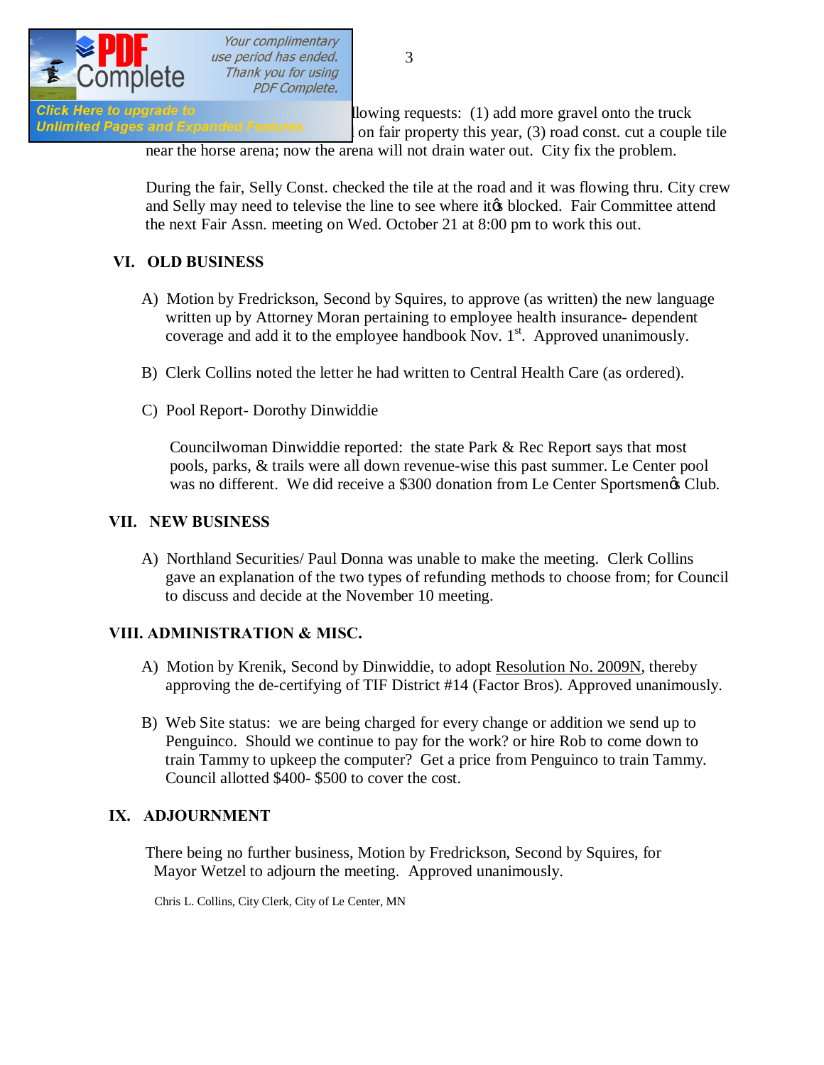llowing requests: (1) add more gravel onto the truck on fair property this year, (3) road const. cut a couple tile near the horse arena; now the arena will not drain water out. City fix the problem.

During the fair, Selly Const. checked the tile at the road and it was flowing thru. City crew and Selly may need to televise the line to see where it's blocked. Fair Committee attend the next Fair Assn. meeting on Wed. October 21 at 8:00 pm to work this out.

## VI. OLD BUSINESS

A) Motion by Fredrickson, Second by Squires, to approve (as written) the new language written up by Attorney Moran pertaining to employee health insurance- dependent coverage and add it to the employee handbook Nov. 1st. Approved unanimously.

B) Clerk Collins noted the letter he had written to Central Health Care (as ordered).

C) Pool Report- Dorothy Dinwiddie

Councilwoman Dinwiddie reported: the state Park & Rec Report says that most pools, parks, & trails were all down revenue-wise this past summer. Le Center pool was no different. We did receive a $300 donation from Le Center Sportsmen's Club.

## VII. NEW BUSINESS

A) Northland Securities/ Paul Donna was unable to make the meeting. Clerk Collins gave an explanation of the two types of refunding methods to choose from; for Council to discuss and decide at the November 10 meeting.

## VIII. ADMINISTRATION & MISC.

A) Motion by Krenik, Second by Dinwiddie, to adopt Resolution No. 2009N, thereby approving the de-certifying of TIF District #14 (Factor Bros). Approved unanimously.

B) Web Site status: we are being charged for every change or addition we send up to Penguinco. Should we continue to pay for the work? or hire Rob to come down to train Tammy to upkeep the computer? Get a price from Penguinco to train Tammy. Council allotted $400- $500 to cover the cost.

## IX. ADJOURNMENT

There being no further business, Motion by Fredrickson, Second by Squires, for Mayor Wetzel to adjourn the meeting. Approved unanimously.

Chris L. Collins, City Clerk, City of Le Center, MN